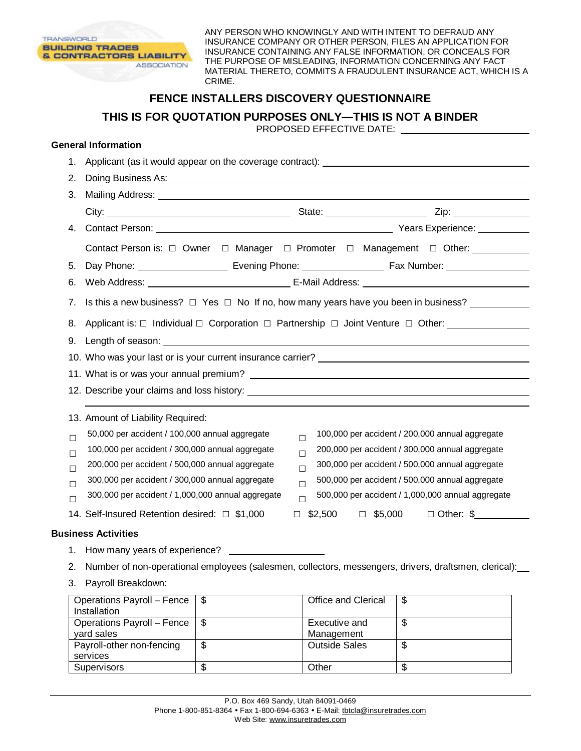ANY PERSON WHO KNOWINGLY AND WITH INTENT TO DEFRAUD ANY INSURANCE COMPANY OR OTHER PERSON, FILES AN APPLICATION FOR INSURANCE CONTAINING ANY FALSE INFORMATION, OR CONCEALS FOR THE PURPOSE OF MISLEADING, INFORMATION CONCERNING ANY FACT MATERIAL THERETO, COMMITS A FRAUDULENT INSURANCE ACT, WHICH IS A CRIME.

# FENCE INSTALLERS DISCOVERY QUESTIONNAIRE

## THIS IS FOR QUOTATION PURPOSES ONLY—THIS IS NOT A BINDER

PROPOSED EFFECTIVE DATE: ______________________

### General Information

1. Applicant (as it would appear on the coverage contract): ______________________
2. Doing Business As: ______________________
3. Mailing Address: ______________________
   City: ______________________ State: ______________ Zip: ____________
4. Contact Person: ______________________ Years Experience: __________
   Contact Person is: ☐ Owner ☐ Manager ☐ Promoter ☐ Management ☐ Other: __________
5. Day Phone: ______________ Evening Phone: ______________ Fax Number: ______________
6. Web Address: ______________________ E-Mail Address: ______________________
7. Is this a new business? ☐ Yes ☐ No If no, how many years have you been in business? __________
8. Applicant is: ☐ Individual ☐ Corporation ☐ Partnership ☐ Joint Venture ☐ Other: ______________
9. Length of season: ______________________
10. Who was your last or is your current insurance carrier? ______________________
11. What is or was your annual premium? ______________________
12. Describe your claims and loss history: ______________________
13. Amount of Liability Required:

☐ 50,000 per accident / 100,000 annual aggregate
☐ 100,000 per accident / 300,000 annual aggregate
☐ 200,000 per accident / 500,000 annual aggregate
☐ 300,000 per accident / 300,000 annual aggregate
☐ 300,000 per accident / 1,000,000 annual aggregate
☐ 100,000 per accident / 200,000 annual aggregate
☐ 200,000 per accident / 300,000 annual aggregate
☐ 300,000 per accident / 500,000 annual aggregate
☐ 500,000 per accident / 500,000 annual aggregate
☐ 500,000 per accident / 1,000,000 annual aggregate

14. Self-Insured Retention desired: ☐ $1,000 ☐ $2,500 ☐ $5,000 ☐ Other: $__________

### Business Activities

1. How many years of experience? ______________
2. Number of non-operational employees (salesmen, collectors, messengers, drivers, draftsmen, clerical): ____
3. Payroll Breakdown:

| | | | |
|---|---|---|---|
| Operations Payroll – Fence Installation | $ | Office and Clerical | $ |
| Operations Payroll – Fence yard sales | $ | Executive and Management | $ |
| Payroll-other non-fencing services | $ | Outside Sales | $ |
| Supervisors | $ | Other | $ |

P.O. Box 469 Sandy, Utah 84091-0469
Phone 1-800-851-8364 • Fax 1-800-694-6363 • E-Mail: tbtcla@insuretrades.com
Web Site: www.insuretrades.com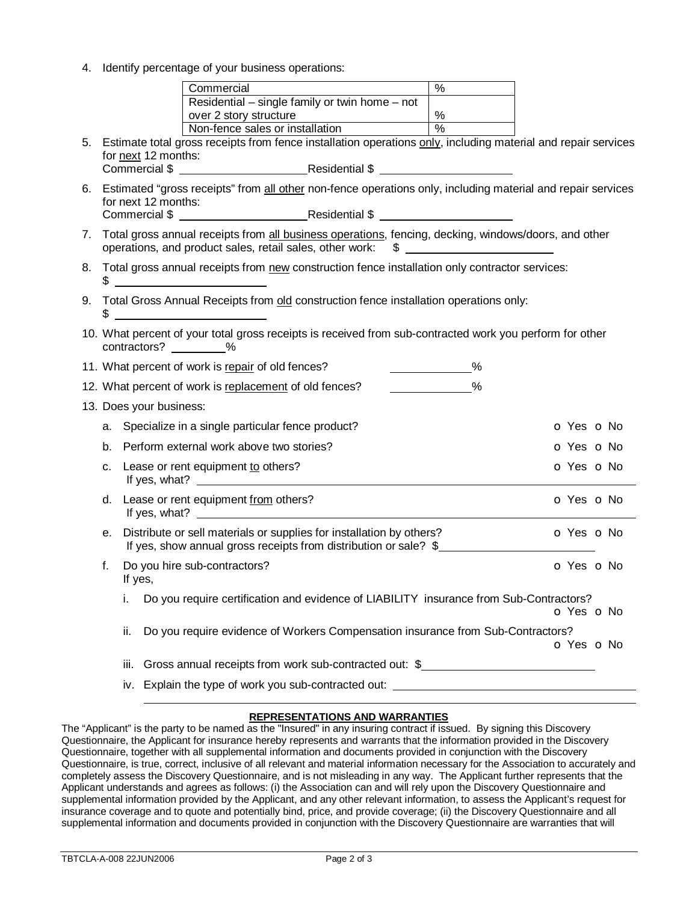4. Identify percentage of your business operations:

| | |
|---|---|
| Commercial | % |
| Residential – single family or twin home – not over 2 story structure | % |
| Non-fence sales or installation | % |

5. Estimate total gross receipts from fence installation operations only, including material and repair services for next 12 months:
   Commercial $ ____________________ Residential $ ____________________

6. Estimated "gross receipts" from all other non-fence operations only, including material and repair services for next 12 months:
   Commercial $ ____________________ Residential $ ____________________

7. Total gross annual receipts from all business operations, fencing, decking, windows/doors, and other operations, and product sales, retail sales, other work: $ ____________________

8. Total gross annual receipts from new construction fence installation only contractor services:
   $ ____________________

9. Total Gross Annual Receipts from old construction fence installation operations only:
   $ ____________________

10. What percent of your total gross receipts is received from sub-contracted work you perform for other contractors? ________%

11. What percent of work is repair of old fences? ____________%

12. What percent of work is replacement of old fences? ____________%

13. Does your business:

    a. Specialize in a single particular fence product? o Yes o No

    b. Perform external work above two stories? o Yes o No

    c. Lease or rent equipment to others? o Yes o No
       If yes, what? ____________________

    d. Lease or rent equipment from others? o Yes o No
       If yes, what? ____________________

    e. Distribute or sell materials or supplies for installation by others? o Yes o No
       If yes, show annual gross receipts from distribution or sale? $____________________

    f. Do you hire sub-contractors? o Yes o No
       If yes,

       i. Do you require certification and evidence of LIABILITY insurance from Sub-Contractors? o Yes o No

       ii. Do you require evidence of Workers Compensation insurance from Sub-Contractors? o Yes o No

       iii. Gross annual receipts from work sub-contracted out: $____________________

       iv. Explain the type of work you sub-contracted out: ____________________

## REPRESENTATIONS AND WARRANTIES

The "Applicant" is the party to be named as the "Insured" in any insuring contract if issued. By signing this Discovery Questionnaire, the Applicant for insurance hereby represents and warrants that the information provided in the Discovery Questionnaire, together with all supplemental information and documents provided in conjunction with the Discovery Questionnaire, is true, correct, inclusive of all relevant and material information necessary for the Association to accurately and completely assess the Discovery Questionnaire, and is not misleading in any way. The Applicant further represents that the Applicant understands and agrees as follows: (i) the Association can and will rely upon the Discovery Questionnaire and supplemental information provided by the Applicant, and any other relevant information, to assess the Applicant's request for insurance coverage and to quote and potentially bind, price, and provide coverage; (ii) the Discovery Questionnaire and all supplemental information and documents provided in conjunction with the Discovery Questionnaire are warranties that will

TBTCLA-A-008 22JUN2006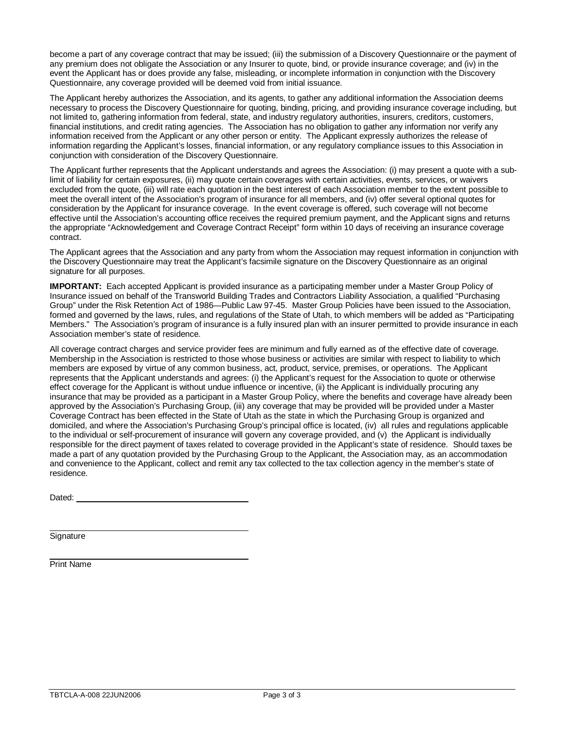become a part of any coverage contract that may be issued; (iii) the submission of a Discovery Questionnaire or the payment of any premium does not obligate the Association or any Insurer to quote, bind, or provide insurance coverage; and (iv) in the event the Applicant has or does provide any false, misleading, or incomplete information in conjunction with the Discovery Questionnaire, any coverage provided will be deemed void from initial issuance.

The Applicant hereby authorizes the Association, and its agents, to gather any additional information the Association deems necessary to process the Discovery Questionnaire for quoting, binding, pricing, and providing insurance coverage including, but not limited to, gathering information from federal, state, and industry regulatory authorities, insurers, creditors, customers, financial institutions, and credit rating agencies. The Association has no obligation to gather any information nor verify any information received from the Applicant or any other person or entity. The Applicant expressly authorizes the release of information regarding the Applicant's losses, financial information, or any regulatory compliance issues to this Association in conjunction with consideration of the Discovery Questionnaire.

The Applicant further represents that the Applicant understands and agrees the Association: (i) may present a quote with a sub-limit of liability for certain exposures, (ii) may quote certain coverages with certain activities, events, services, or waivers excluded from the quote, (iii) will rate each quotation in the best interest of each Association member to the extent possible to meet the overall intent of the Association's program of insurance for all members, and (iv) offer several optional quotes for consideration by the Applicant for insurance coverage. In the event coverage is offered, such coverage will not become effective until the Association's accounting office receives the required premium payment, and the Applicant signs and returns the appropriate "Acknowledgement and Coverage Contract Receipt" form within 10 days of receiving an insurance coverage contract.

The Applicant agrees that the Association and any party from whom the Association may request information in conjunction with the Discovery Questionnaire may treat the Applicant's facsimile signature on the Discovery Questionnaire as an original signature for all purposes.

**IMPORTANT:** Each accepted Applicant is provided insurance as a participating member under a Master Group Policy of Insurance issued on behalf of the Transworld Building Trades and Contractors Liability Association, a qualified "Purchasing Group" under the Risk Retention Act of 1986—Public Law 97-45. Master Group Policies have been issued to the Association, formed and governed by the laws, rules, and regulations of the State of Utah, to which members will be added as "Participating Members." The Association's program of insurance is a fully insured plan with an insurer permitted to provide insurance in each Association member's state of residence.

All coverage contract charges and service provider fees are minimum and fully earned as of the effective date of coverage. Membership in the Association is restricted to those whose business or activities are similar with respect to liability to which members are exposed by virtue of any common business, act, product, service, premises, or operations. The Applicant represents that the Applicant understands and agrees: (i) the Applicant's request for the Association to quote or otherwise effect coverage for the Applicant is without undue influence or incentive, (ii) the Applicant is individually procuring any insurance that may be provided as a participant in a Master Group Policy, where the benefits and coverage have already been approved by the Association's Purchasing Group, (iii) any coverage that may be provided will be provided under a Master Coverage Contract has been effected in the State of Utah as the state in which the Purchasing Group is organized and domiciled, and where the Association's Purchasing Group's principal office is located, (iv) all rules and regulations applicable to the individual or self-procurement of insurance will govern any coverage provided, and (v) the Applicant is individually responsible for the direct payment of taxes related to coverage provided in the Applicant's state of residence. Should taxes be made a part of any quotation provided by the Purchasing Group to the Applicant, the Association may, as an accommodation and convenience to the Applicant, collect and remit any tax collected to the tax collection agency in the member's state of residence.

Dated: ______________________________

______________________________
Signature

______________________________
Print Name

TBTCLA-A-008 22JUN2006